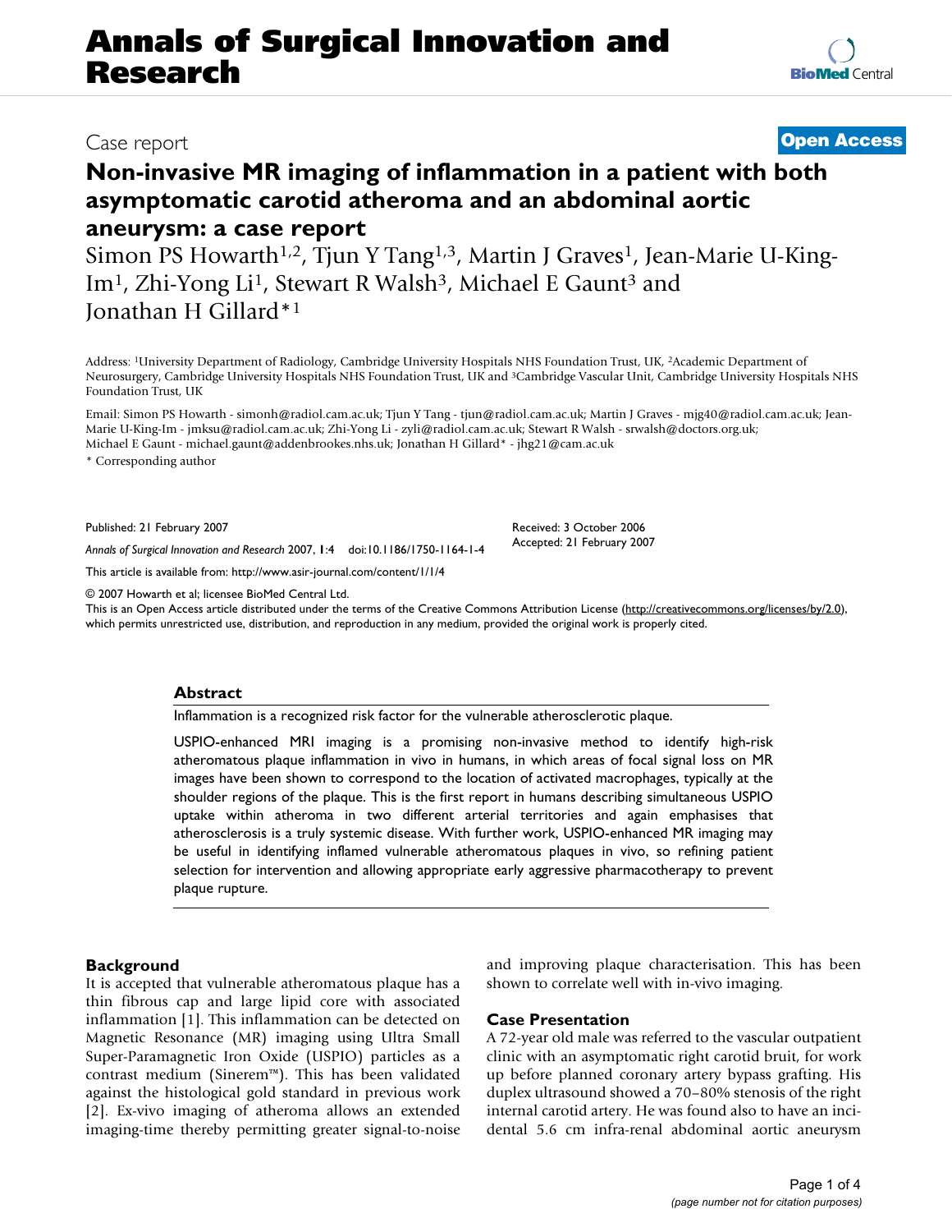Case report

**Open Access**

# Non-invasive MR imaging of inflammation in a patient with both asymptomatic carotid atheroma and an abdominal aortic aneurysm: a case report

Simon PS Howarth[1,2], Tjun Y Tang[1,3], Martin J Graves[1], Jean-Marie U-King-Im[1], Zhi-Yong Li[1], Stewart R Walsh[3], Michael E Gaunt[3] and Jonathan H Gillard*[1]

Address: [1]University Department of Radiology, Cambridge University Hospitals NHS Foundation Trust, UK, [2]Academic Department of Neurosurgery, Cambridge University Hospitals NHS Foundation Trust, UK and [3]Cambridge Vascular Unit, Cambridge University Hospitals NHS Foundation Trust, UK

Email: Simon PS Howarth - simonh@radiol.cam.ac.uk; Tjun Y Tang - tjun@radiol.cam.ac.uk; Martin J Graves - mjg40@radiol.cam.ac.uk; Jean-Marie U-King-Im - jmksu@radiol.cam.ac.uk; Zhi-Yong Li - zyli@radiol.cam.ac.uk; Stewart R Walsh - srwalsh@doctors.org.uk; Michael E Gaunt - michael.gaunt@addenbrookes.nhs.uk; Jonathan H Gillard* - jhg21@cam.ac.uk

* Corresponding author

Published: 21 February 2007

*Annals of Surgical Innovation and Research* 2007, **1**:4 doi:10.1186/1750-1164-1-4

Received: 3 October 2006
Accepted: 21 February 2007

This article is available from: http://www.asir-journal.com/content/1/1/4

© 2007 Howarth et al; licensee BioMed Central Ltd.

This is an Open Access article distributed under the terms of the Creative Commons Attribution License (http://creativecommons.org/licenses/by/2.0), which permits unrestricted use, distribution, and reproduction in any medium, provided the original work is properly cited.

## Abstract

Inflammation is a recognized risk factor for the vulnerable atherosclerotic plaque.

USPIO-enhanced MRI imaging is a promising non-invasive method to identify high-risk atheromatous plaque inflammation in vivo in humans, in which areas of focal signal loss on MR images have been shown to correspond to the location of activated macrophages, typically at the shoulder regions of the plaque. This is the first report in humans describing simultaneous USPIO uptake within atheroma in two different arterial territories and again emphasises that atherosclerosis is a truly systemic disease. With further work, USPIO-enhanced MR imaging may be useful in identifying inflamed vulnerable atheromatous plaques in vivo, so refining patient selection for intervention and allowing appropriate early aggressive pharmacotherapy to prevent plaque rupture.

## Background

It is accepted that vulnerable atheromatous plaque has a thin fibrous cap and large lipid core with associated inflammation [1]. This inflammation can be detected on Magnetic Resonance (MR) imaging using Ultra Small Super-Paramagnetic Iron Oxide (USPIO) particles as a contrast medium (Sinerem™). This has been validated against the histological gold standard in previous work [2]. Ex-vivo imaging of atheroma allows an extended imaging-time thereby permitting greater signal-to-noise and improving plaque characterisation. This has been shown to correlate well with in-vivo imaging.

## Case Presentation

A 72-year old male was referred to the vascular outpatient clinic with an asymptomatic right carotid bruit, for work up before planned coronary artery bypass grafting. His duplex ultrasound showed a 70–80% stenosis of the right internal carotid artery. He was found also to have an incidental 5.6 cm infra-renal abdominal aortic aneurysm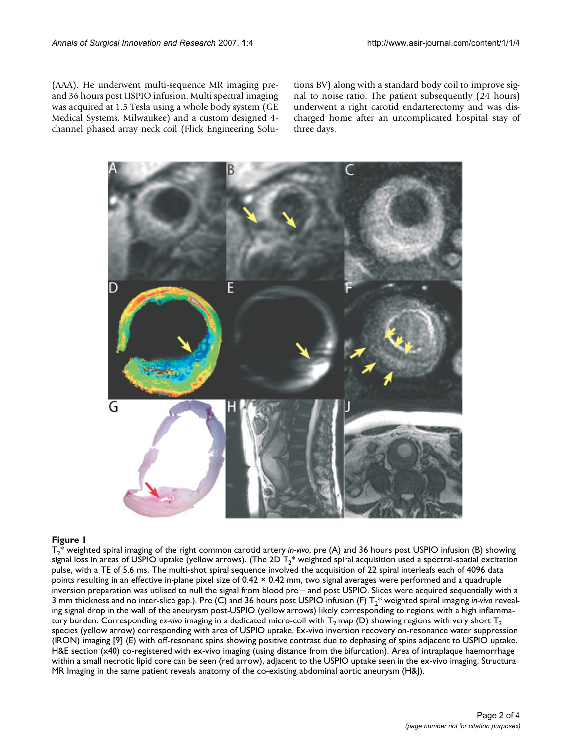(AAA). He underwent multi-sequence MR imaging pre- and 36 hours post USPIO infusion. Multi spectral imaging was acquired at 1.5 Tesla using a whole body system (GE Medical Systems, Milwaukee) and a custom designed 4-channel phased array neck coil (Flick Engineering Solutions BV) along with a standard body coil to improve signal to noise ratio. The patient subsequently (24 hours) underwent a right carotid endarterectomy and was discharged home after an uncomplicated hospital stay of three days.

**Figure 1**

$T_2$* weighted spiral imaging of the right common carotid artery *in-vivo*, pre (A) and 36 hours post USPIO infusion (B) showing signal loss in areas of USPIO uptake (yellow arrows). (The 2D $T_2$* weighted spiral acquisition used a spectral-spatial excitation pulse, with a TE of 5.6 ms. The multi-shot spiral sequence involved the acquisition of 22 spiral interleafs each of 4096 data points resulting in an effective in-plane pixel size of 0.42 × 0.42 mm, two signal averages were performed and a quadruple inversion preparation was utilised to null the signal from blood pre – and post USPIO. Slices were acquired sequentially with a 3 mm thickness and no inter-slice gap.). Pre (C) and 36 hours post USPIO infusion (F) $T_2$* weighted spiral imaging *in-vivo* revealing signal drop in the wall of the aneurysm post-USPIO (yellow arrows) likely corresponding to regions with a high inflammatory burden. Corresponding *ex-vivo* imaging in a dedicated micro-coil with $T_2$ map (D) showing regions with very short $T_2$ species (yellow arrow) corresponding with area of USPIO uptake. Ex-vivo inversion recovery on-resonance water suppression (IRON) imaging [9] (E) with off-resonant spins showing positive contrast due to dephasing of spins adjacent to USPIO uptake. H&E section (x40) co-registered with ex-vivo imaging (using distance from the bifurcation). Area of intraplaque haemorrhage within a small necrotic lipid core can be seen (red arrow), adjacent to the USPIO uptake seen in the ex-vivo imaging. Structural MR Imaging in the same patient reveals anatomy of the co-existing abdominal aortic aneurysm (H&J).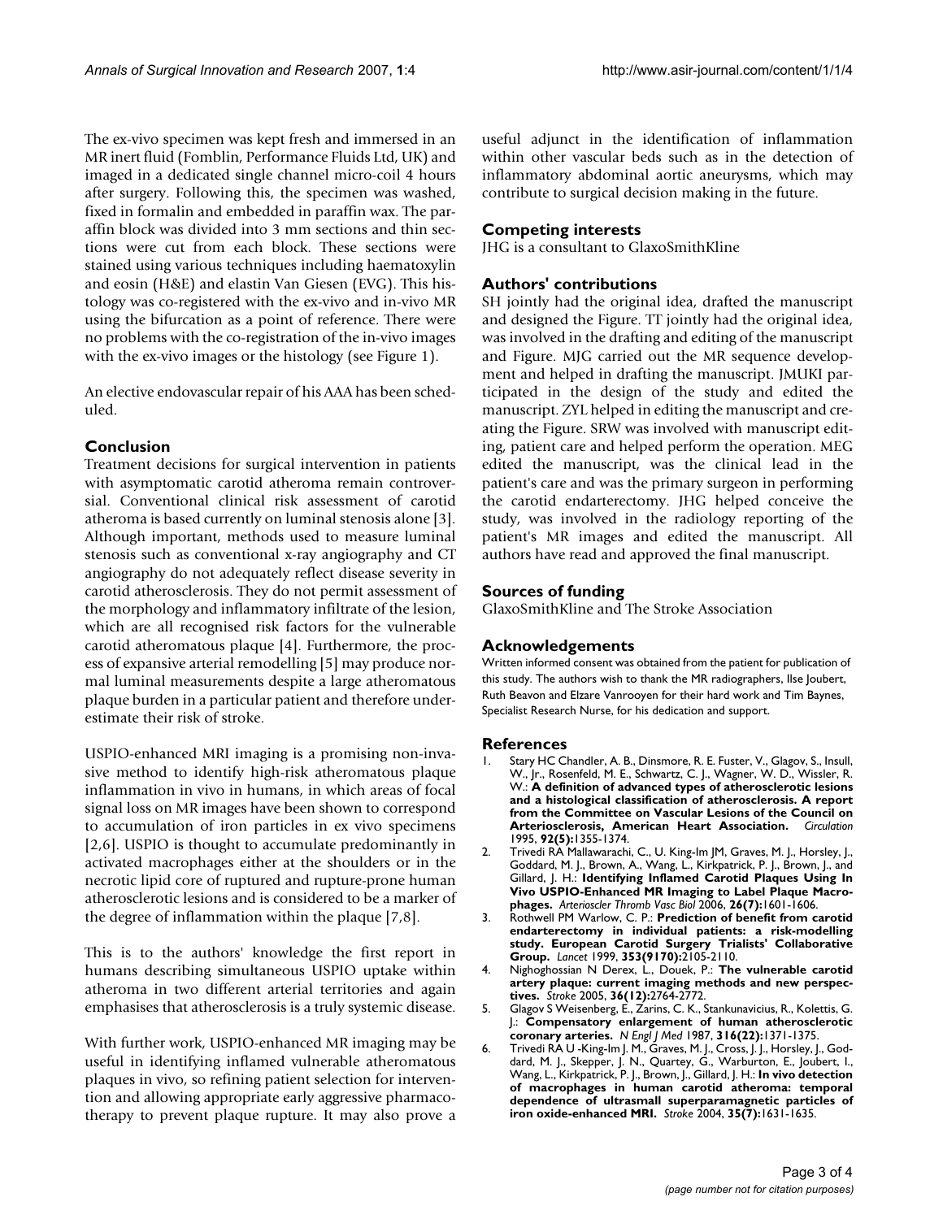The ex-vivo specimen was kept fresh and immersed in an MR inert fluid (Fomblin, Performance Fluids Ltd, UK) and imaged in a dedicated single channel micro-coil 4 hours after surgery. Following this, the specimen was washed, fixed in formalin and embedded in paraffin wax. The paraffin block was divided into 3 mm sections and thin sections were cut from each block. These sections were stained using various techniques including haematoxylin and eosin (H&E) and elastin Van Giesen (EVG). This histology was co-registered with the ex-vivo and in-vivo MR using the bifurcation as a point of reference. There were no problems with the co-registration of the in-vivo images with the ex-vivo images or the histology (see Figure 1).

An elective endovascular repair of his AAA has been scheduled.

## Conclusion

Treatment decisions for surgical intervention in patients with asymptomatic carotid atheroma remain controversial. Conventional clinical risk assessment of carotid atheroma is based currently on luminal stenosis alone [3]. Although important, methods used to measure luminal stenosis such as conventional x-ray angiography and CT angiography do not adequately reflect disease severity in carotid atherosclerosis. They do not permit assessment of the morphology and inflammatory infiltrate of the lesion, which are all recognised risk factors for the vulnerable carotid atheromatous plaque [4]. Furthermore, the process of expansive arterial remodelling [5] may produce normal luminal measurements despite a large atheromatous plaque burden in a particular patient and therefore underestimate their risk of stroke.

USPIO-enhanced MRI imaging is a promising non-invasive method to identify high-risk atheromatous plaque inflammation in vivo in humans, in which areas of focal signal loss on MR images have been shown to correspond to accumulation of iron particles in ex vivo specimens [2,6]. USPIO is thought to accumulate predominantly in activated macrophages either at the shoulders or in the necrotic lipid core of ruptured and rupture-prone human atherosclerotic lesions and is considered to be a marker of the degree of inflammation within the plaque [7,8].

This is to the authors' knowledge the first report in humans describing simultaneous USPIO uptake within atheroma in two different arterial territories and again emphasises that atherosclerosis is a truly systemic disease.

With further work, USPIO-enhanced MR imaging may be useful in identifying inflamed vulnerable atheromatous plaques in vivo, so refining patient selection for intervention and allowing appropriate early aggressive pharmacotherapy to prevent plaque rupture. It may also prove a useful adjunct in the identification of inflammation within other vascular beds such as in the detection of inflammatory abdominal aortic aneurysms, which may contribute to surgical decision making in the future.

## Competing interests

JHG is a consultant to GlaxoSmithKline

## Authors' contributions

SH jointly had the original idea, drafted the manuscript and designed the Figure. TT jointly had the original idea, was involved in the drafting and editing of the manuscript and Figure. MJG carried out the MR sequence development and helped in drafting the manuscript. JMUKI participated in the design of the study and edited the manuscript. ZYL helped in editing the manuscript and creating the Figure. SRW was involved with manuscript editing, patient care and helped perform the operation. MEG edited the manuscript, was the clinical lead in the patient's care and was the primary surgeon in performing the carotid endarterectomy. JHG helped conceive the study, was involved in the radiology reporting of the patient's MR images and edited the manuscript. All authors have read and approved the final manuscript.

## Sources of funding

GlaxoSmithKline and The Stroke Association

## Acknowledgements

Written informed consent was obtained from the patient for publication of this study. The authors wish to thank the MR radiographers, Ilse Joubert, Ruth Beavon and Elzare Vanrooyen for their hard work and Tim Baynes, Specialist Research Nurse, for his dedication and support.

## References

1. Stary HC Chandler, A. B., Dinsmore, R. E. Fuster, V., Glagov, S., Insull, W., Jr., Rosenfeld, M. E., Schwartz, C. J., Wagner, W. D., Wissler, R. W.: **A definition of advanced types of atherosclerotic lesions and a histological classification of atherosclerosis. A report from the Committee on Vascular Lesions of the Council on Arteriosclerosis, American Heart Association.** *Circulation* 1995, **92(5):**1355-1374.
2. Trivedi RA Mallawarachi, C., U. King-Im JM, Graves, M. J., Horsley, J., Goddard, M. J., Brown, A., Wang, L., Kirkpatrick, P. J., Brown, J., and Gillard, J. H.: **Identifying Inflamed Carotid Plaques Using In Vivo USPIO-Enhanced MR Imaging to Label Plaque Macrophages.** *Arterioscler Thromb Vasc Biol* 2006, **26(7):**1601-1606.
3. Rothwell PM Warlow, C. P.: **Prediction of benefit from carotid endarterectomy in individual patients: a risk-modelling study. European Carotid Surgery Trialists' Collaborative Group.** *Lancet* 1999, **353(9170):**2105-2110.
4. Nighoghossian N Derex, L., Douek, P.: **The vulnerable carotid artery plaque: current imaging methods and new perspectives.** *Stroke* 2005, **36(12):**2764-2772.
5. Glagov S Weisenberg, E., Zarins, C. K., Stankunavicius, R., Kolettis, G. J.: **Compensatory enlargement of human atherosclerotic coronary arteries.** *N Engl J Med* 1987, **316(22):**1371-1375.
6. Trivedi RA U -King-Im J. M., Graves, M. J., Cross, J. J., Horsley, J., Goddard, M. J., Skepper, J. N., Quartey, G., Warburton, E., Joubert, I., Wang, L., Kirkpatrick, P. J., Brown, J., Gillard, J. H.: **In vivo detection of macrophages in human carotid atheroma: temporal dependence of ultrasmall superparamagnetic particles of iron oxide-enhanced MRI.** *Stroke* 2004, **35(7):**1631-1635.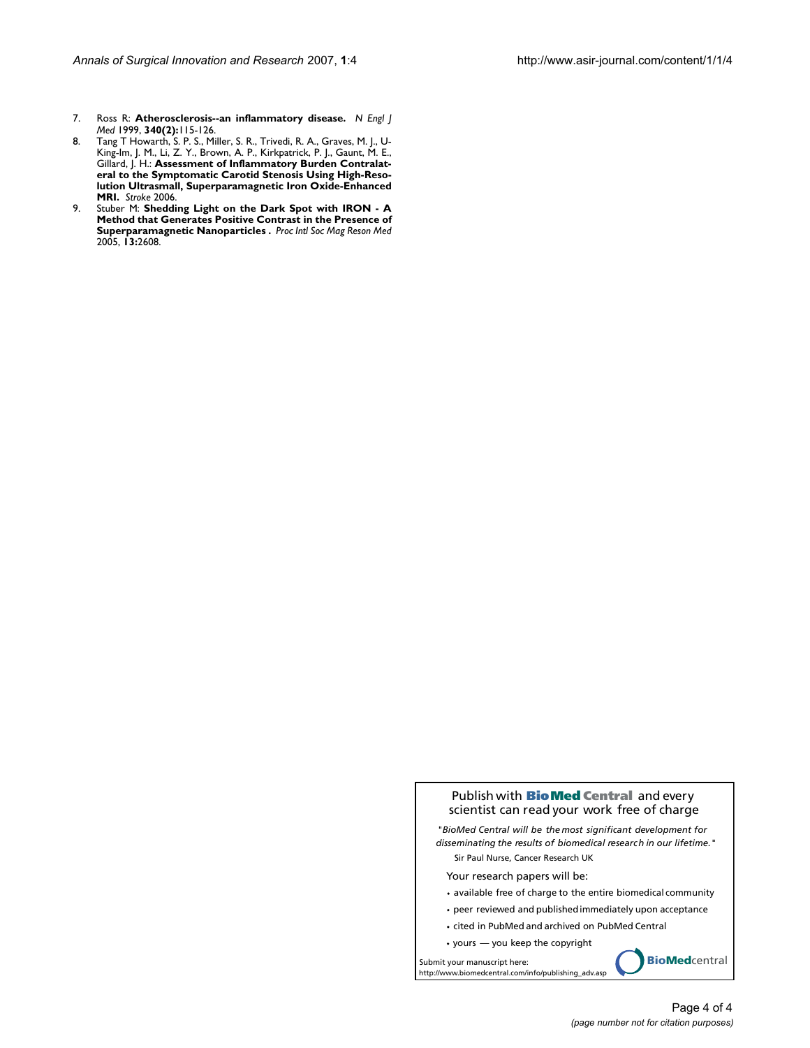7. Ross R: **Atherosclerosis--an inflammatory disease.** *N Engl J Med* 1999, **340(2):**115-126.
8. Tang T Howarth, S. P. S., Miller, S. R., Trivedi, R. A., Graves, M. J., U-King-Im, J. M., Li, Z. Y., Brown, A. P., Kirkpatrick, P. J., Gaunt, M. E., Gillard, J. H.: **Assessment of Inflammatory Burden Contralateral to the Symptomatic Carotid Stenosis Using High-Resolution Ultrasmall, Superparamagnetic Iron Oxide-Enhanced MRI.** *Stroke* 2006.
9. Stuber M: **Shedding Light on the Dark Spot with IRON - A Method that Generates Positive Contrast in the Presence of Superparamagnetic Nanoparticles .** *Proc Intl Soc Mag Reson Med* 2005, **13:**2608.

Publish with **BioMed Central** and every scientist can read your work free of charge

*"BioMed Central will be the most significant development for disseminating the results of biomedical research in our lifetime."*

Sir Paul Nurse, Cancer Research UK

Your research papers will be:

- available free of charge to the entire biomedical community
- peer reviewed and published immediately upon acceptance
- cited in PubMed and archived on PubMed Central
- yours — you keep the copyright

Submit your manuscript here:
http://www.biomedcentral.com/info/publishing_adv.asp

**BioMed**central